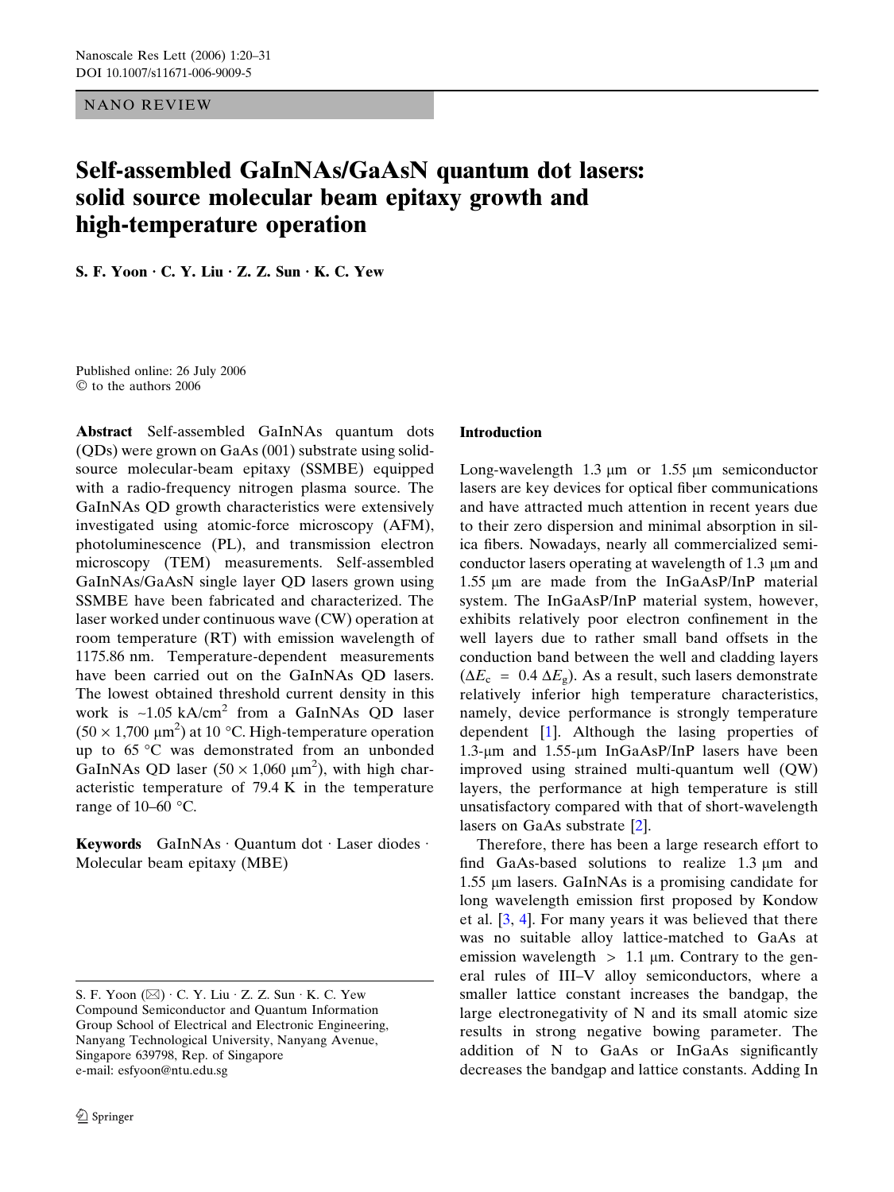NANO REVIEW

# Self-assembled GaInNAs/GaAsN quantum dot lasers: solid source molecular beam epitaxy growth and high-temperature operation

S. F. Yoon · C. Y. Liu · Z. Z. Sun · K. C. Yew

Published online: 26 July 2006
© to the authors 2006

**Abstract** Self-assembled GaInNAs quantum dots (QDs) were grown on GaAs (001) substrate using solid-source molecular-beam epitaxy (SSMBE) equipped with a radio-frequency nitrogen plasma source. The GaInNAs QD growth characteristics were extensively investigated using atomic-force microscopy (AFM), photoluminescence (PL), and transmission electron microscopy (TEM) measurements. Self-assembled GaInNAs/GaAsN single layer QD lasers grown using SSMBE have been fabricated and characterized. The laser worked under continuous wave (CW) operation at room temperature (RT) with emission wavelength of 1175.86 nm. Temperature-dependent measurements have been carried out on the GaInNAs QD lasers. The lowest obtained threshold current density in this work is ~1.05 kA/cm$^2$ from a GaInNAs QD laser ($50 \times 1{,}700$ μm$^2$) at 10 °C. High-temperature operation up to 65 °C was demonstrated from an unbonded GaInNAs QD laser ($50 \times 1{,}060$ μm$^2$), with high characteristic temperature of 79.4 K in the temperature range of 10–60 °C.

**Keywords** GaInNAs · Quantum dot · Laser diodes · Molecular beam epitaxy (MBE)

S. F. Yoon (✉) · C. Y. Liu · Z. Z. Sun · K. C. Yew
Compound Semiconductor and Quantum Information Group School of Electrical and Electronic Engineering, Nanyang Technological University, Nanyang Avenue, Singapore 639798, Rep. of Singapore
e-mail: esfyoon@ntu.edu.sg

## Introduction

Long-wavelength 1.3 μm or 1.55 μm semiconductor lasers are key devices for optical fiber communications and have attracted much attention in recent years due to their zero dispersion and minimal absorption in silica fibers. Nowadays, nearly all commercialized semiconductor lasers operating at wavelength of 1.3 μm and 1.55 μm are made from the InGaAsP/InP material system. The InGaAsP/InP material system, however, exhibits relatively poor electron confinement in the well layers due to rather small band offsets in the conduction band between the well and cladding layers ($\Delta E_c = 0.4\,\Delta E_g$). As a result, such lasers demonstrate relatively inferior high temperature characteristics, namely, device performance is strongly temperature dependent [1]. Although the lasing properties of 1.3-μm and 1.55-μm InGaAsP/InP lasers have been improved using strained multi-quantum well (QW) layers, the performance at high temperature is still unsatisfactory compared with that of short-wavelength lasers on GaAs substrate [2].

Therefore, there has been a large research effort to find GaAs-based solutions to realize 1.3 μm and 1.55 μm lasers. GaInNAs is a promising candidate for long wavelength emission first proposed by Kondow et al. [3, 4]. For many years it was believed that there was no suitable alloy lattice-matched to GaAs at emission wavelength > 1.1 μm. Contrary to the general rules of III–V alloy semiconductors, where a smaller lattice constant increases the bandgap, the large electronegativity of N and its small atomic size results in strong negative bowing parameter. The addition of N to GaAs or InGaAs significantly decreases the bandgap and lattice constants. Adding In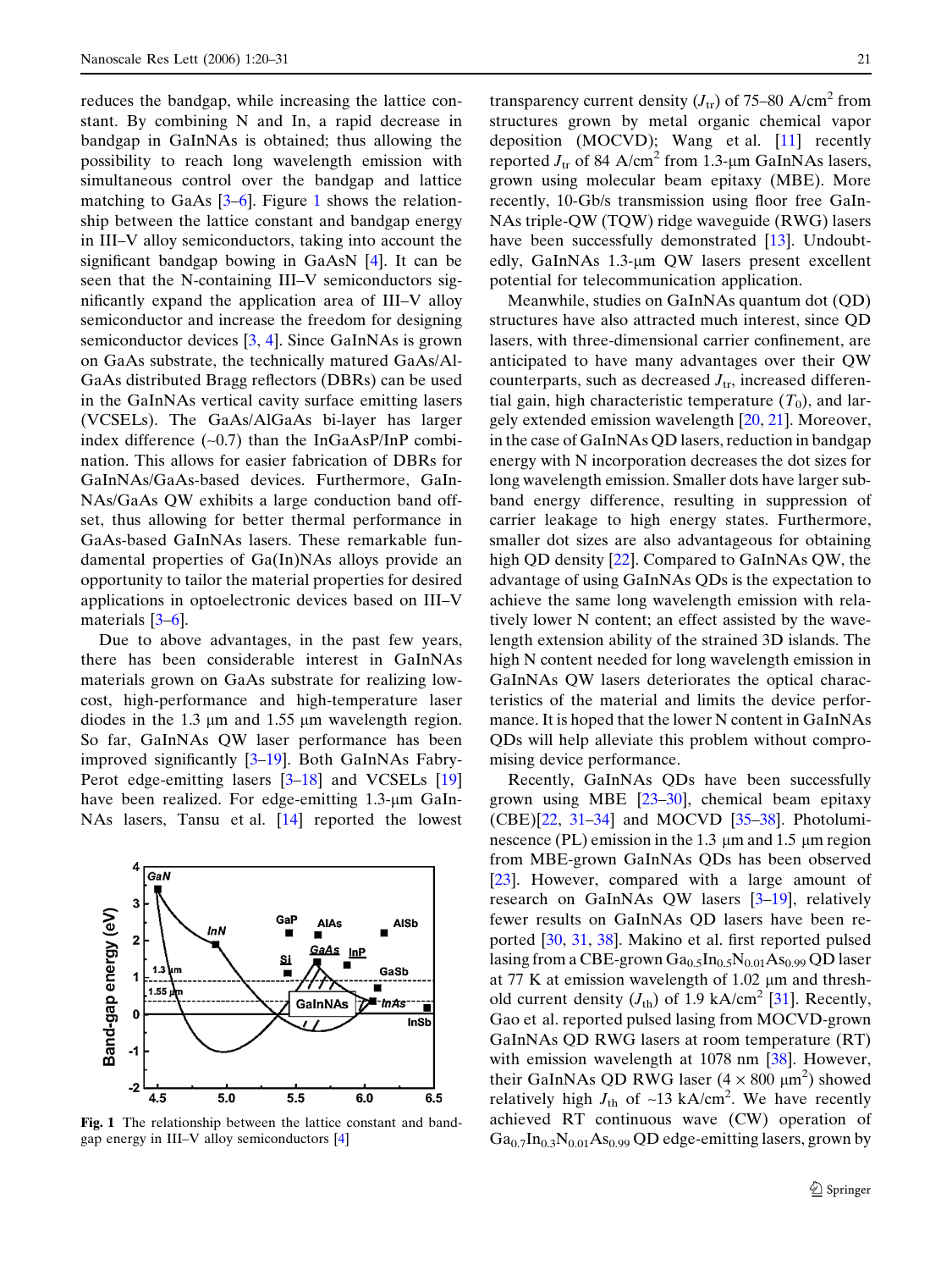reduces the bandgap, while increasing the lattice constant. By combining N and In, a rapid decrease in bandgap in GaInNAs is obtained; thus allowing the possibility to reach long wavelength emission with simultaneous control over the bandgap and lattice matching to GaAs [3–6]. Figure 1 shows the relationship between the lattice constant and bandgap energy in III–V alloy semiconductors, taking into account the significant bandgap bowing in GaAsN [4]. It can be seen that the N-containing III–V semiconductors significantly expand the application area of III–V alloy semiconductor and increase the freedom for designing semiconductor devices [3, 4]. Since GaInNAs is grown on GaAs substrate, the technically matured GaAs/AlGaAs distributed Bragg reflectors (DBRs) can be used in the GaInNAs vertical cavity surface emitting lasers (VCSELs). The GaAs/AlGaAs bi-layer has larger index difference (~0.7) than the InGaAsP/InP combination. This allows for easier fabrication of DBRs for GaInNAs/GaAs-based devices. Furthermore, GaInNAs/GaAs QW exhibits a large conduction band offset, thus allowing for better thermal performance in GaAs-based GaInNAs lasers. These remarkable fundamental properties of Ga(In)NAs alloys provide an opportunity to tailor the material properties for desired applications in optoelectronic devices based on III–V materials [3–6].

Due to above advantages, in the past few years, there has been considerable interest in GaInNAs materials grown on GaAs substrate for realizing low-cost, high-performance and high-temperature laser diodes in the 1.3 μm and 1.55 μm wavelength region. So far, GaInNAs QW laser performance has been improved significantly [3–19]. Both GaInNAs Fabry-Perot edge-emitting lasers [3–18] and VCSELs [19] have been realized. For edge-emitting 1.3-μm GaInNAs lasers, Tansu et al. [14] reported the lowest transparency current density ($J_{tr}$) of 75–80 A/cm$^2$ from structures grown by metal organic chemical vapor deposition (MOCVD); Wang et al. [11] recently reported $J_{tr}$ of 84 A/cm$^2$ from 1.3-μm GaInNAs lasers, grown using molecular beam epitaxy (MBE). More recently, 10-Gb/s transmission using floor free GaInNAs triple-QW (TQW) ridge waveguide (RWG) lasers have been successfully demonstrated [13]. Undoubtedly, GaInNAs 1.3-μm QW lasers present excellent potential for telecommunication application.

Fig. 1 The relationship between the lattice constant and bandgap energy in III–V alloy semiconductors [4]

Meanwhile, studies on GaInNAs quantum dot (QD) structures have also attracted much interest, since QD lasers, with three-dimensional carrier confinement, are anticipated to have many advantages over their QW counterparts, such as decreased $J_{tr}$, increased differential gain, high characteristic temperature ($T_0$), and largely extended emission wavelength [20, 21]. Moreover, in the case of GaInNAs QD lasers, reduction in bandgap energy with N incorporation decreases the dot sizes for long wavelength emission. Smaller dots have larger sub-band energy difference, resulting in suppression of carrier leakage to high energy states. Furthermore, smaller dot sizes are also advantageous for obtaining high QD density [22]. Compared to GaInNAs QW, the advantage of using GaInNAs QDs is the expectation to achieve the same long wavelength emission with relatively lower N content; an effect assisted by the wavelength extension ability of the strained 3D islands. The high N content needed for long wavelength emission in GaInNAs QW lasers deteriorates the optical characteristics of the material and limits the device performance. It is hoped that the lower N content in GaInNAs QDs will help alleviate this problem without compromising device performance.

Recently, GaInNAs QDs have been successfully grown using MBE [23–30], chemical beam epitaxy (CBE)[22, 31–34] and MOCVD [35–38]. Photoluminescence (PL) emission in the 1.3 μm and 1.5 μm region from MBE-grown GaInNAs QDs has been observed [23]. However, compared with a large amount of research on GaInNAs QW lasers [3–19], relatively fewer results on GaInNAs QD lasers have been reported [30, 31, 38]. Makino et al. first reported pulsed lasing from a CBE-grown $Ga_{0.5}In_{0.5}N_{0.01}As_{0.99}$ QD laser at 77 K at emission wavelength of 1.02 μm and threshold current density ($J_{th}$) of 1.9 kA/cm$^2$ [31]. Recently, Gao et al. reported pulsed lasing from MOCVD-grown GaInNAs QD RWG lasers at room temperature (RT) with emission wavelength at 1078 nm [38]. However, their GaInNAs QD RWG laser (4 × 800 μm$^2$) showed relatively high $J_{th}$ of ~13 kA/cm$^2$. We have recently achieved RT continuous wave (CW) operation of $Ga_{0.7}In_{0.3}N_{0.01}As_{0.99}$ QD edge-emitting lasers, grown by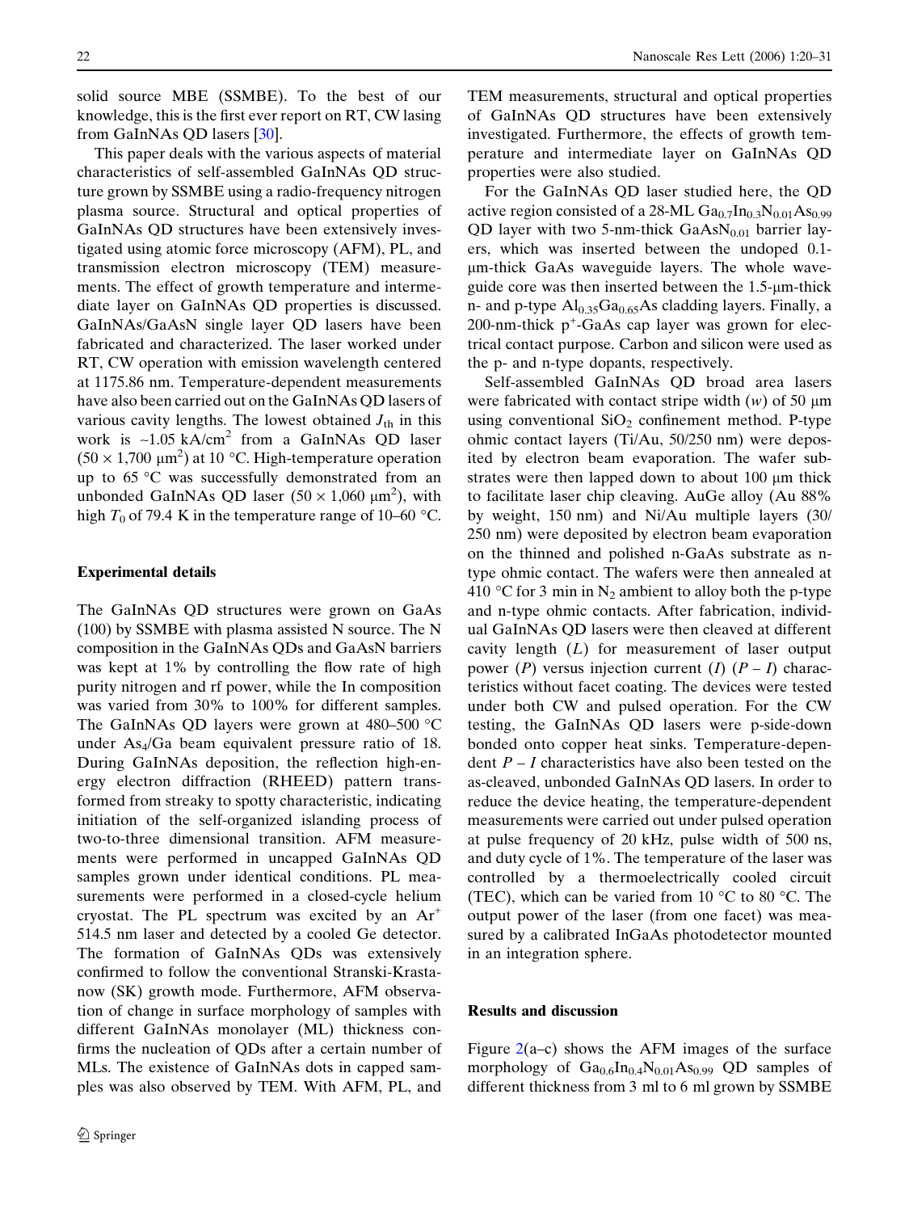solid source MBE (SSMBE). To the best of our knowledge, this is the first ever report on RT, CW lasing from GaInNAs QD lasers [30].

This paper deals with the various aspects of material characteristics of self-assembled GaInNAs QD structure grown by SSMBE using a radio-frequency nitrogen plasma source. Structural and optical properties of GaInNAs QD structures have been extensively investigated using atomic force microscopy (AFM), PL, and transmission electron microscopy (TEM) measurements. The effect of growth temperature and intermediate layer on GaInNAs QD properties is discussed. GaInNAs/GaAsN single layer QD lasers have been fabricated and characterized. The laser worked under RT, CW operation with emission wavelength centered at 1175.86 nm. Temperature-dependent measurements have also been carried out on the GaInNAs QD lasers of various cavity lengths. The lowest obtained $J_{th}$ in this work is ~1.05 kA/cm$^2$ from a GaInNAs QD laser ($50 \times 1{,}700$ μm$^2$) at 10 °C. High-temperature operation up to 65 °C was successfully demonstrated from an unbonded GaInNAs QD laser ($50 \times 1{,}060$ μm$^2$), with high $T_0$ of 79.4 K in the temperature range of 10–60 °C.

## Experimental details

The GaInNAs QD structures were grown on GaAs (100) by SSMBE with plasma assisted N source. The N composition in the GaInNAs QDs and GaAsN barriers was kept at 1% by controlling the flow rate of high purity nitrogen and rf power, while the In composition was varied from 30% to 100% for different samples. The GaInNAs QD layers were grown at 480–500 °C under $As_4$/Ga beam equivalent pressure ratio of 18. During GaInNAs deposition, the reflection high-energy electron diffraction (RHEED) pattern transformed from streaky to spotty characteristic, indicating initiation of the self-organized islanding process of two-to-three dimensional transition. AFM measurements were performed in uncapped GaInNAs QD samples grown under identical conditions. PL measurements were performed in a closed-cycle helium cryostat. The PL spectrum was excited by an $Ar^+$ 514.5 nm laser and detected by a cooled Ge detector. The formation of GaInNAs QDs was extensively confirmed to follow the conventional Stranski-Krastanow (SK) growth mode. Furthermore, AFM observation of change in surface morphology of samples with different GaInNAs monolayer (ML) thickness confirms the nucleation of QDs after a certain number of MLs. The existence of GaInNAs dots in capped samples was also observed by TEM. With AFM, PL, and TEM measurements, structural and optical properties of GaInNAs QD structures have been extensively investigated. Furthermore, the effects of growth temperature and intermediate layer on GaInNAs QD properties were also studied.

For the GaInNAs QD laser studied here, the QD active region consisted of a 28-ML $Ga_{0.7}In_{0.3}N_{0.01}As_{0.99}$ QD layer with two 5-nm-thick $GaAsN_{0.01}$ barrier layers, which was inserted between the undoped 0.1-μm-thick GaAs waveguide layers. The whole waveguide core was then inserted between the 1.5-μm-thick n- and p-type $Al_{0.35}Ga_{0.65}As$ cladding layers. Finally, a 200-nm-thick $p^+$-GaAs cap layer was grown for electrical contact purpose. Carbon and silicon were used as the p- and n-type dopants, respectively.

Self-assembled GaInNAs QD broad area lasers were fabricated with contact stripe width ($w$) of 50 μm using conventional $SiO_2$ confinement method. P-type ohmic contact layers (Ti/Au, 50/250 nm) were deposited by electron beam evaporation. The wafer substrates were then lapped down to about 100 μm thick to facilitate laser chip cleaving. AuGe alloy (Au 88% by weight, 150 nm) and Ni/Au multiple layers (30/250 nm) were deposited by electron beam evaporation on the thinned and polished n-GaAs substrate as n-type ohmic contact. The wafers were then annealed at 410 °C for 3 min in $N_2$ ambient to alloy both the p-type and n-type ohmic contacts. After fabrication, individual GaInNAs QD lasers were then cleaved at different cavity length ($L$) for measurement of laser output power ($P$) versus injection current ($I$) ($P$ – $I$) characteristics without facet coating. The devices were tested under both CW and pulsed operation. For the CW testing, the GaInNAs QD lasers were p-side-down bonded onto copper heat sinks. Temperature-dependent $P$ – $I$ characteristics have also been tested on the as-cleaved, unbonded GaInNAs QD lasers. In order to reduce the device heating, the temperature-dependent measurements were carried out under pulsed operation at pulse frequency of 20 kHz, pulse width of 500 ns, and duty cycle of 1%. The temperature of the laser was controlled by a thermoelectrically cooled circuit (TEC), which can be varied from 10 °C to 80 °C. The output power of the laser (from one facet) was measured by a calibrated InGaAs photodetector mounted in an integration sphere.

## Results and discussion

Figure 2(a–c) shows the AFM images of the surface morphology of $Ga_{0.6}In_{0.4}N_{0.01}As_{0.99}$ QD samples of different thickness from 3 ml to 6 ml grown by SSMBE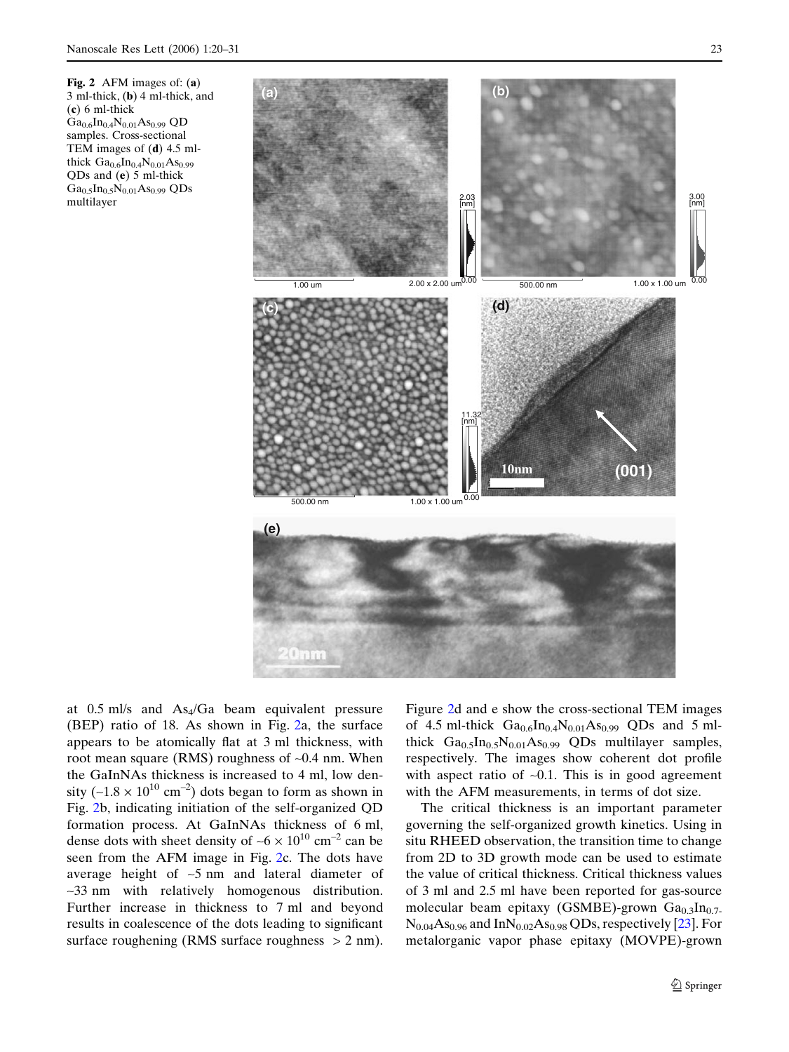**Fig. 2** AFM images of: (**a**) 3 ml-thick, (**b**) 4 ml-thick, and (**c**) 6 ml-thick $Ga_{0.6}In_{0.4}N_{0.01}As_{0.99}$ QD samples. Cross-sectional TEM images of (**d**) 4.5 ml-thick $Ga_{0.6}In_{0.4}N_{0.01}As_{0.99}$ QDs and (**e**) 5 ml-thick $Ga_{0.5}In_{0.5}N_{0.01}As_{0.99}$ QDs multilayer

at 0.5 ml/s and $As_4$/Ga beam equivalent pressure (BEP) ratio of 18. As shown in Fig. 2a, the surface appears to be atomically flat at 3 ml thickness, with root mean square (RMS) roughness of ~0.4 nm. When the GaInNAs thickness is increased to 4 ml, low density (~$1.8 \times 10^{10}$ $cm^{-2}$) dots began to form as shown in Fig. 2b, indicating initiation of the self-organized QD formation process. At GaInNAs thickness of 6 ml, dense dots with sheet density of ~$6 \times 10^{10}$ $cm^{-2}$ can be seen from the AFM image in Fig. 2c. The dots have average height of ~5 nm and lateral diameter of ~33 nm with relatively homogenous distribution. Further increase in thickness to 7 ml and beyond results in coalescence of the dots leading to significant surface roughening (RMS surface roughness > 2 nm).

Figure 2d and e show the cross-sectional TEM images of 4.5 ml-thick $Ga_{0.6}In_{0.4}N_{0.01}As_{0.99}$ QDs and 5 ml-thick $Ga_{0.5}In_{0.5}N_{0.01}As_{0.99}$ QDs multilayer samples, respectively. The images show coherent dot profile with aspect ratio of ~0.1. This is in good agreement with the AFM measurements, in terms of dot size.

The critical thickness is an important parameter governing the self-organized growth kinetics. Using in situ RHEED observation, the transition time to change from 2D to 3D growth mode can be used to estimate the value of critical thickness. Critical thickness values of 3 ml and 2.5 ml have been reported for gas-source molecular beam epitaxy (GSMBE)-grown $Ga_{0.3}In_{0.7}N_{0.04}As_{0.96}$ and $InN_{0.02}As_{0.98}$ QDs, respectively [23]. For metalorganic vapor phase epitaxy (MOVPE)-grown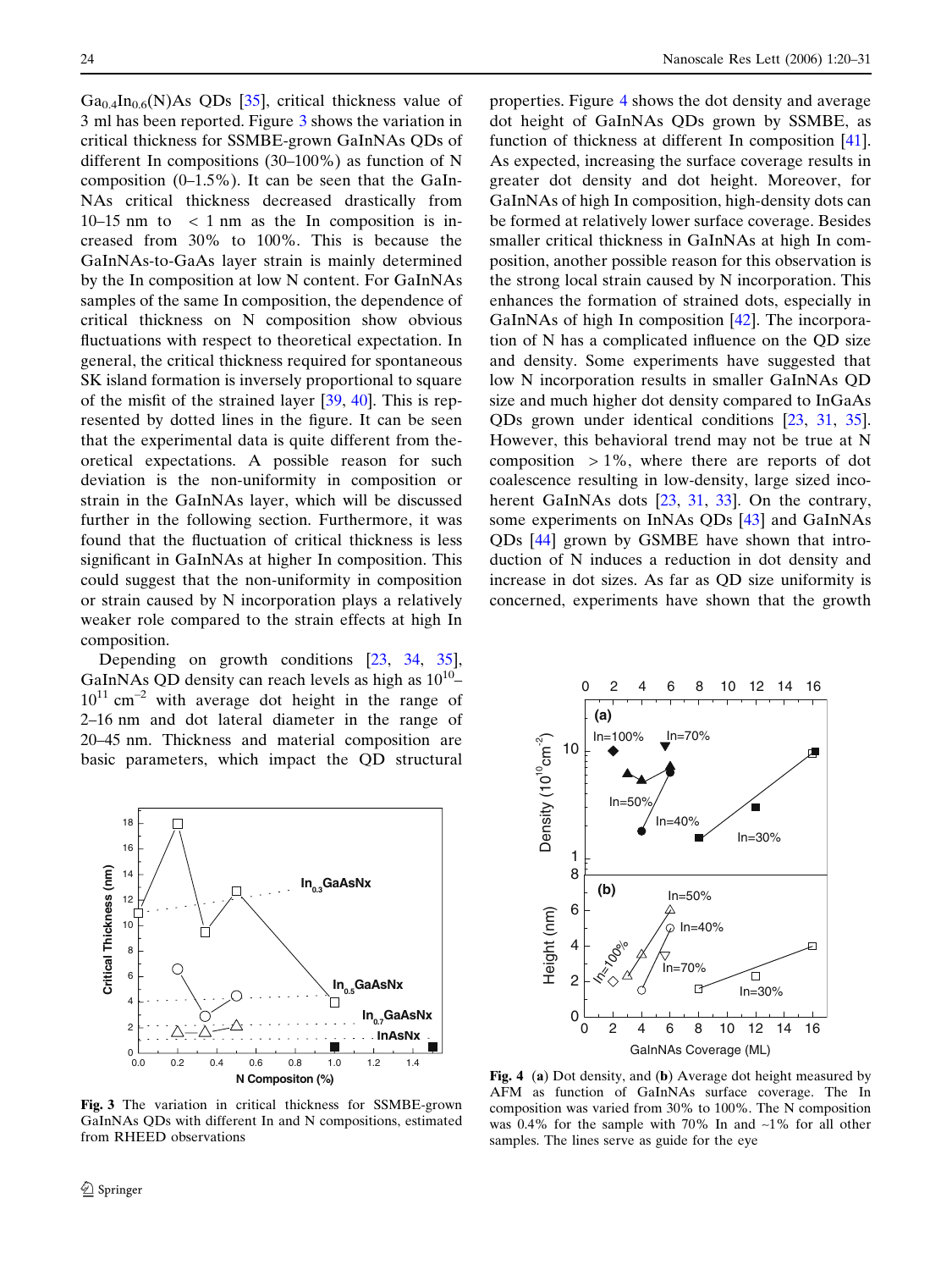$Ga_{0.4}In_{0.6}(N)As$ QDs [35], critical thickness value of 3 ml has been reported. Figure 3 shows the variation in critical thickness for SSMBE-grown GaInNAs QDs of different In compositions (30–100%) as function of N composition (0–1.5%). It can be seen that the GaInNAs critical thickness decreased drastically from 10–15 nm to $< 1$ nm as the In composition is increased from 30% to 100%. This is because the GaInNAs-to-GaAs layer strain is mainly determined by the In composition at low N content. For GaInNAs samples of the same In composition, the dependence of critical thickness on N composition show obvious fluctuations with respect to theoretical expectation. In general, the critical thickness required for spontaneous SK island formation is inversely proportional to square of the misfit of the strained layer [39, 40]. This is represented by dotted lines in the figure. It can be seen that the experimental data is quite different from theoretical expectations. A possible reason for such deviation is the non-uniformity in composition or strain in the GaInNAs layer, which will be discussed further in the following section. Furthermore, it was found that the fluctuation of critical thickness is less significant in GaInNAs at higher In composition. This could suggest that the non-uniformity in composition or strain caused by N incorporation plays a relatively weaker role compared to the strain effects at high In composition.

Depending on growth conditions [23, 34, 35], GaInNAs QD density can reach levels as high as $10^{10}$–$10^{11}$ $cm^{-2}$ with average dot height in the range of 2–16 nm and dot lateral diameter in the range of 20–45 nm. Thickness and material composition are basic parameters, which impact the QD structural properties. Figure 4 shows the dot density and average dot height of GaInNAs QDs grown by SSMBE, as function of thickness at different In composition [41]. As expected, increasing the surface coverage results in greater dot density and dot height. Moreover, for GaInNAs of high In composition, high-density dots can be formed at relatively lower surface coverage. Besides smaller critical thickness in GaInNAs at high In composition, another possible reason for this observation is the strong local strain caused by N incorporation. This enhances the formation of strained dots, especially in GaInNAs of high In composition [42]. The incorporation of N has a complicated influence on the QD size and density. Some experiments have suggested that low N incorporation results in smaller GaInNAs QD size and much higher dot density compared to InGaAs QDs grown under identical conditions [23, 31, 35]. However, this behavioral trend may not be true at N composition $> 1\%$, where there are reports of dot coalescence resulting in low-density, large sized incoherent GaInNAs dots [23, 31, 33]. On the contrary, some experiments on InNAs QDs [43] and GaInNAs QDs [44] grown by GSMBE have shown that introduction of N induces a reduction in dot density and increase in dot sizes. As far as QD size uniformity is concerned, experiments have shown that the growth

**Fig. 3** The variation in critical thickness for SSMBE-grown GaInNAs QDs with different In and N compositions, estimated from RHEED observations

**Fig. 4** (**a**) Dot density, and (**b**) Average dot height measured by AFM as function of GaInNAs surface coverage. The In composition was varied from 30% to 100%. The N composition was 0.4% for the sample with 70% In and ~1% for all other samples. The lines serve as guide for the eye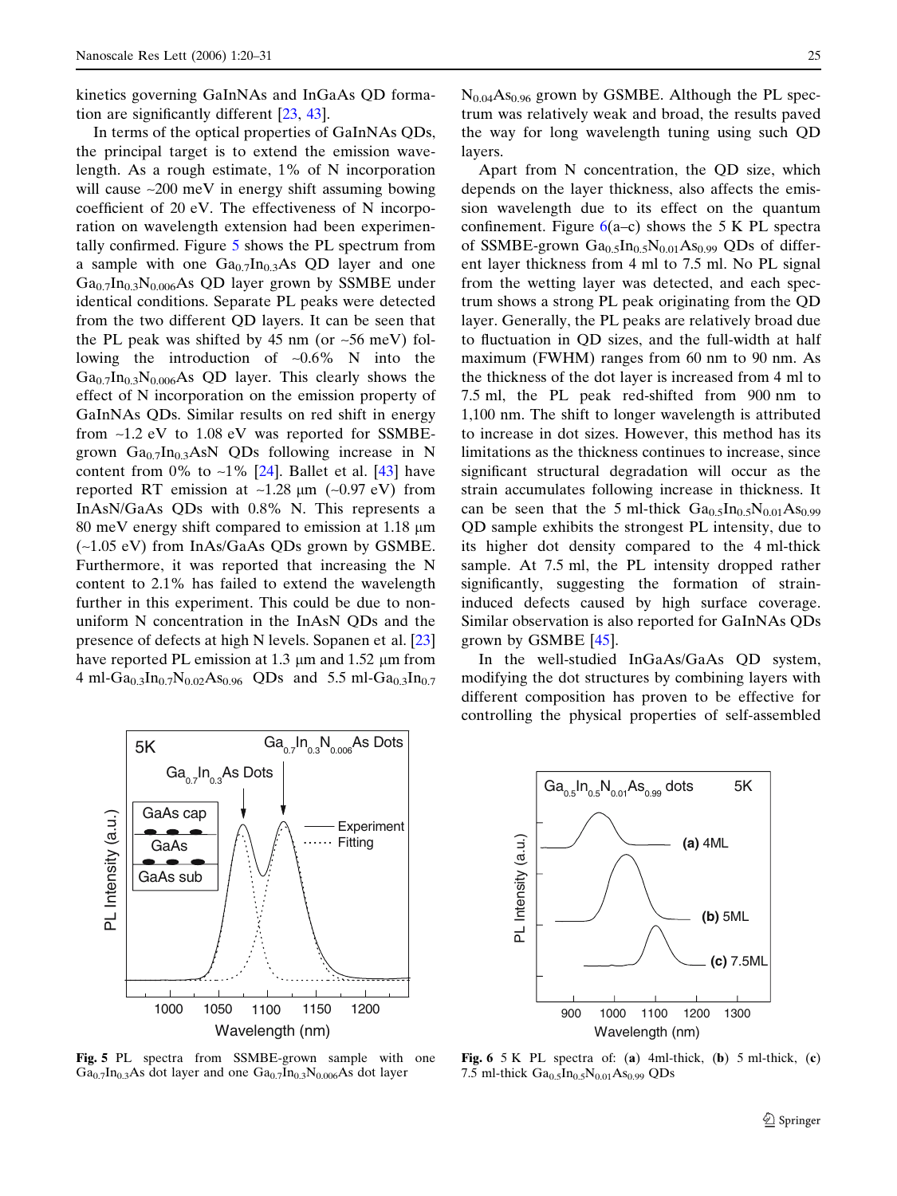kinetics governing GaInNAs and InGaAs QD formation are significantly different [23, 43].

In terms of the optical properties of GaInNAs QDs, the principal target is to extend the emission wavelength. As a rough estimate, 1% of N incorporation will cause ~200 meV in energy shift assuming bowing coefficient of 20 eV. The effectiveness of N incorporation on wavelength extension had been experimentally confirmed. Figure 5 shows the PL spectrum from a sample with one $Ga_{0.7}In_{0.3}As$ QD layer and one $Ga_{0.7}In_{0.3}N_{0.006}As$ QD layer grown by SSMBE under identical conditions. Separate PL peaks were detected from the two different QD layers. It can be seen that the PL peak was shifted by 45 nm (or ~56 meV) following the introduction of ~0.6% N into the $Ga_{0.7}In_{0.3}N_{0.006}As$ QD layer. This clearly shows the effect of N incorporation on the emission property of GaInNAs QDs. Similar results on red shift in energy from ~1.2 eV to 1.08 eV was reported for SSMBE-grown $Ga_{0.7}In_{0.3}AsN$ QDs following increase in N content from 0% to ~1% [24]. Ballet et al. [43] have reported RT emission at ~1.28 μm (~0.97 eV) from InAsN/GaAs QDs with 0.8% N. This represents a 80 meV energy shift compared to emission at 1.18 μm (~1.05 eV) from InAs/GaAs QDs grown by GSMBE. Furthermore, it was reported that increasing the N content to 2.1% has failed to extend the wavelength further in this experiment. This could be due to non-uniform N concentration in the InAsN QDs and the presence of defects at high N levels. Sopanen et al. [23] have reported PL emission at 1.3 μm and 1.52 μm from 4 ml-$Ga_{0.3}In_{0.7}N_{0.02}As_{0.96}$ QDs and 5.5 ml-$Ga_{0.3}In_{0.7}N_{0.04}As_{0.96}$ grown by GSMBE. Although the PL spectrum was relatively weak and broad, the results paved the way for long wavelength tuning using such QD layers.

Apart from N concentration, the QD size, which depends on the layer thickness, also affects the emission wavelength due to its effect on the quantum confinement. Figure 6(a–c) shows the 5 K PL spectra of SSMBE-grown $Ga_{0.5}In_{0.5}N_{0.01}As_{0.99}$ QDs of different layer thickness from 4 ml to 7.5 ml. No PL signal from the wetting layer was detected, and each spectrum shows a strong PL peak originating from the QD layer. Generally, the PL peaks are relatively broad due to fluctuation in QD sizes, and the full-width at half maximum (FWHM) ranges from 60 nm to 90 nm. As the thickness of the dot layer is increased from 4 ml to 7.5 ml, the PL peak red-shifted from 900 nm to 1,100 nm. The shift to longer wavelength is attributed to increase in dot sizes. However, this method has its limitations as the thickness continues to increase, since significant structural degradation will occur as the strain accumulates following increase in thickness. It can be seen that the 5 ml-thick $Ga_{0.5}In_{0.5}N_{0.01}As_{0.99}$ QD sample exhibits the strongest PL intensity, due to its higher dot density compared to the 4 ml-thick sample. At 7.5 ml, the PL intensity dropped rather significantly, suggesting the formation of strain-induced defects caused by high surface coverage. Similar observation is also reported for GaInNAs QDs grown by GSMBE [45].

In the well-studied InGaAs/GaAs QD system, modifying the dot structures by combining layers with different composition has proven to be effective for controlling the physical properties of self-assembled

**Fig. 5** PL spectra from SSMBE-grown sample with one $Ga_{0.7}In_{0.3}As$ dot layer and one $Ga_{0.7}In_{0.3}N_{0.006}As$ dot layer

**Fig. 6** 5 K PL spectra of: (**a**) 4ml-thick, (**b**) 5 ml-thick, (**c**) 7.5 ml-thick $Ga_{0.5}In_{0.5}N_{0.01}As_{0.99}$ QDs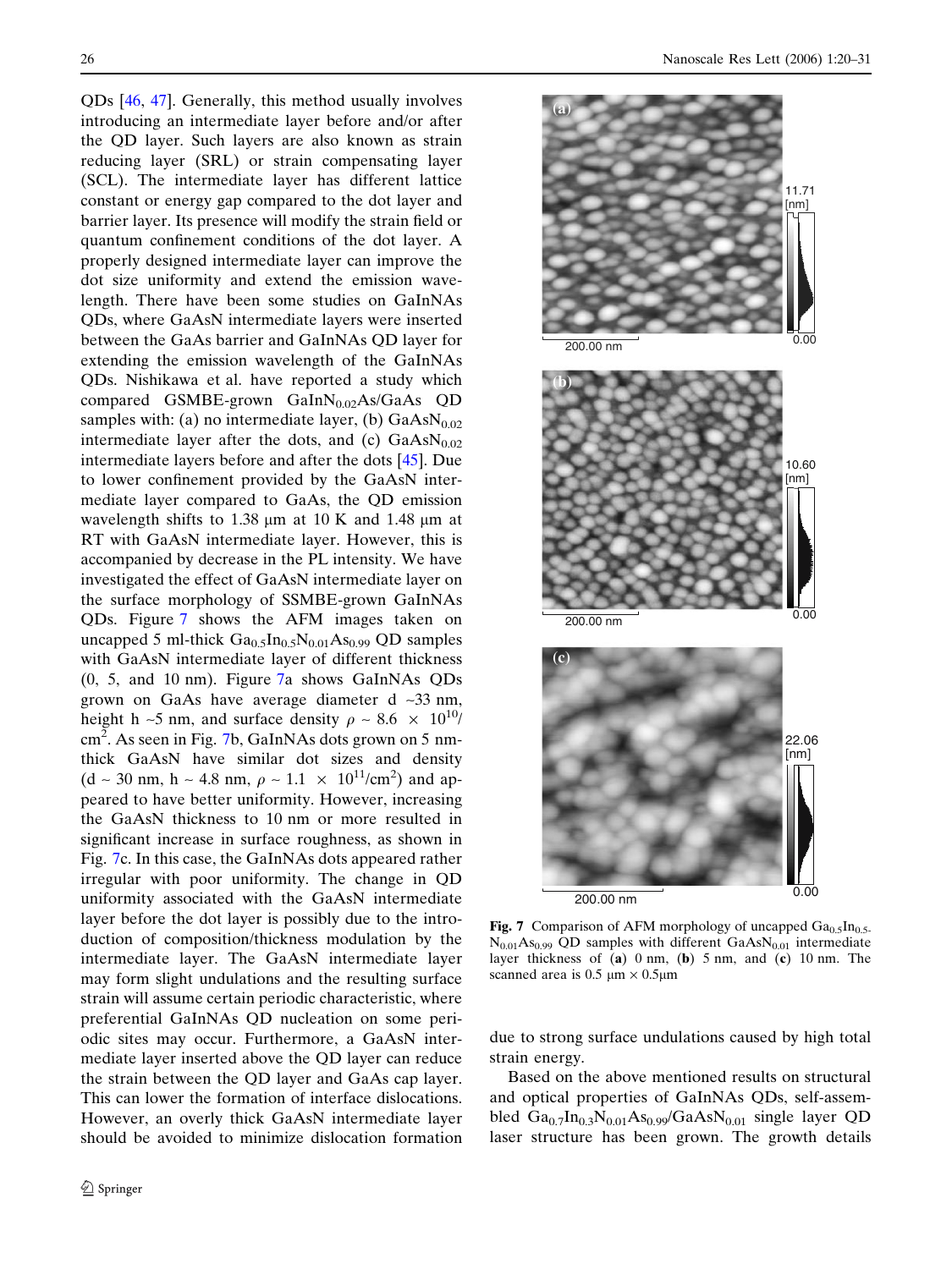QDs [46, 47]. Generally, this method usually involves introducing an intermediate layer before and/or after the QD layer. Such layers are also known as strain reducing layer (SRL) or strain compensating layer (SCL). The intermediate layer has different lattice constant or energy gap compared to the dot layer and barrier layer. Its presence will modify the strain field or quantum confinement conditions of the dot layer. A properly designed intermediate layer can improve the dot size uniformity and extend the emission wavelength. There have been some studies on GaInNAs QDs, where GaAsN intermediate layers were inserted between the GaAs barrier and GaInNAs QD layer for extending the emission wavelength of the GaInNAs QDs. Nishikawa et al. have reported a study which compared GSMBE-grown $GaInN_{0.02}As$/GaAs QD samples with: (a) no intermediate layer, (b) $GaAsN_{0.02}$ intermediate layer after the dots, and (c) $GaAsN_{0.02}$ intermediate layers before and after the dots [45]. Due to lower confinement provided by the GaAsN intermediate layer compared to GaAs, the QD emission wavelength shifts to 1.38 μm at 10 K and 1.48 μm at RT with GaAsN intermediate layer. However, this is accompanied by decrease in the PL intensity. We have investigated the effect of GaAsN intermediate layer on the surface morphology of SSMBE-grown GaInNAs QDs. Figure 7 shows the AFM images taken on uncapped 5 ml-thick $Ga_{0.5}In_{0.5}N_{0.01}As_{0.99}$ QD samples with GaAsN intermediate layer of different thickness (0, 5, and 10 nm). Figure 7a shows GaInNAs QDs grown on GaAs have average diameter d ~33 nm, height h ~5 nm, and surface density $\rho \sim 8.6 \times 10^{10}/cm^2$. As seen in Fig. 7b, GaInNAs dots grown on 5 nm-thick GaAsN have similar dot sizes and density (d ~ 30 nm, h ~ 4.8 nm, $\rho \sim 1.1 \times 10^{11}/cm^2$) and appeared to have better uniformity. However, increasing the GaAsN thickness to 10 nm or more resulted in significant increase in surface roughness, as shown in Fig. 7c. In this case, the GaInNAs dots appeared rather irregular with poor uniformity. The change in QD uniformity associated with the GaAsN intermediate layer before the dot layer is possibly due to the introduction of composition/thickness modulation by the intermediate layer. The GaAsN intermediate layer may form slight undulations and the resulting surface strain will assume certain periodic characteristic, where preferential GaInNAs QD nucleation on some periodic sites may occur. Furthermore, a GaAsN intermediate layer inserted above the QD layer can reduce the strain between the QD layer and GaAs cap layer. This can lower the formation of interface dislocations. However, an overly thick GaAsN intermediate layer should be avoided to minimize dislocation formation due to strong surface undulations caused by high total strain energy.

**Fig. 7** Comparison of AFM morphology of uncapped $Ga_{0.5}In_{0.5}N_{0.01}As_{0.99}$ QD samples with different $GaAsN_{0.01}$ intermediate layer thickness of (**a**) 0 nm, (**b**) 5 nm, and (**c**) 10 nm. The scanned area is 0.5 μm × 0.5μm

Based on the above mentioned results on structural and optical properties of GaInNAs QDs, self-assembled $Ga_{0.7}In_{0.3}N_{0.01}As_{0.99}/GaAsN_{0.01}$ single layer QD laser structure has been grown. The growth details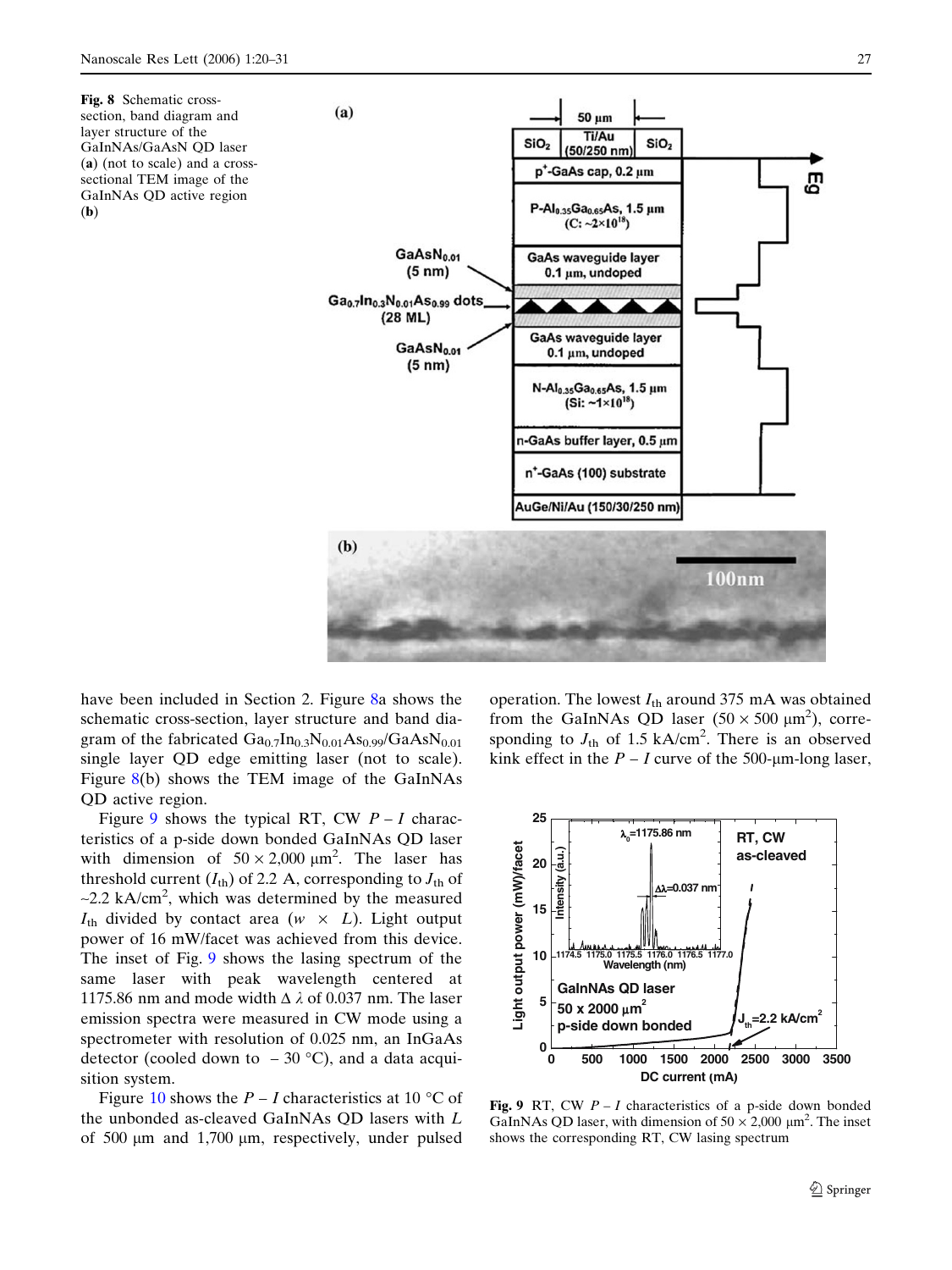**Fig. 8** Schematic cross-section, band diagram and layer structure of the GaInNAs/GaAsN QD laser (**a**) (not to scale) and a cross-sectional TEM image of the GaInNAs QD active region (**b**)

have been included in Section 2. Figure 8a shows the schematic cross-section, layer structure and band diagram of the fabricated $Ga_{0.7}In_{0.3}N_{0.01}As_{0.99}/GaAsN_{0.01}$ single layer QD edge emitting laser (not to scale). Figure 8(b) shows the TEM image of the GaInNAs QD active region.

Figure 9 shows the typical RT, CW $P-I$ characteristics of a p-side down bonded GaInNAs QD laser with dimension of $50 \times 2{,}000\ \mu m^2$. The laser has threshold current ($I_{th}$) of 2.2 A, corresponding to $J_{th}$ of ~2.2 kA/cm$^2$, which was determined by the measured $I_{th}$ divided by contact area ($w \times L$). Light output power of 16 mW/facet was achieved from this device. The inset of Fig. 9 shows the lasing spectrum of the same laser with peak wavelength centered at 1175.86 nm and mode width $\Delta\lambda$ of 0.037 nm. The laser emission spectra were measured in CW mode using a spectrometer with resolution of 0.025 nm, an InGaAs detector (cooled down to $-30$ °C), and a data acquisition system.

Figure 10 shows the $P-I$ characteristics at 10 °C of the unbonded as-cleaved GaInNAs QD lasers with $L$ of 500 μm and 1,700 μm, respectively, under pulsed operation. The lowest $I_{th}$ around 375 mA was obtained from the GaInNAs QD laser ($50 \times 500\ \mu m^2$), corresponding to $J_{th}$ of 1.5 kA/cm$^2$. There is an observed kink effect in the $P-I$ curve of the 500-μm-long laser,

**Fig. 9** RT, CW $P-I$ characteristics of a p-side down bonded GaInNAs QD laser, with dimension of $50 \times 2{,}000\ \mu m^2$. The inset shows the corresponding RT, CW lasing spectrum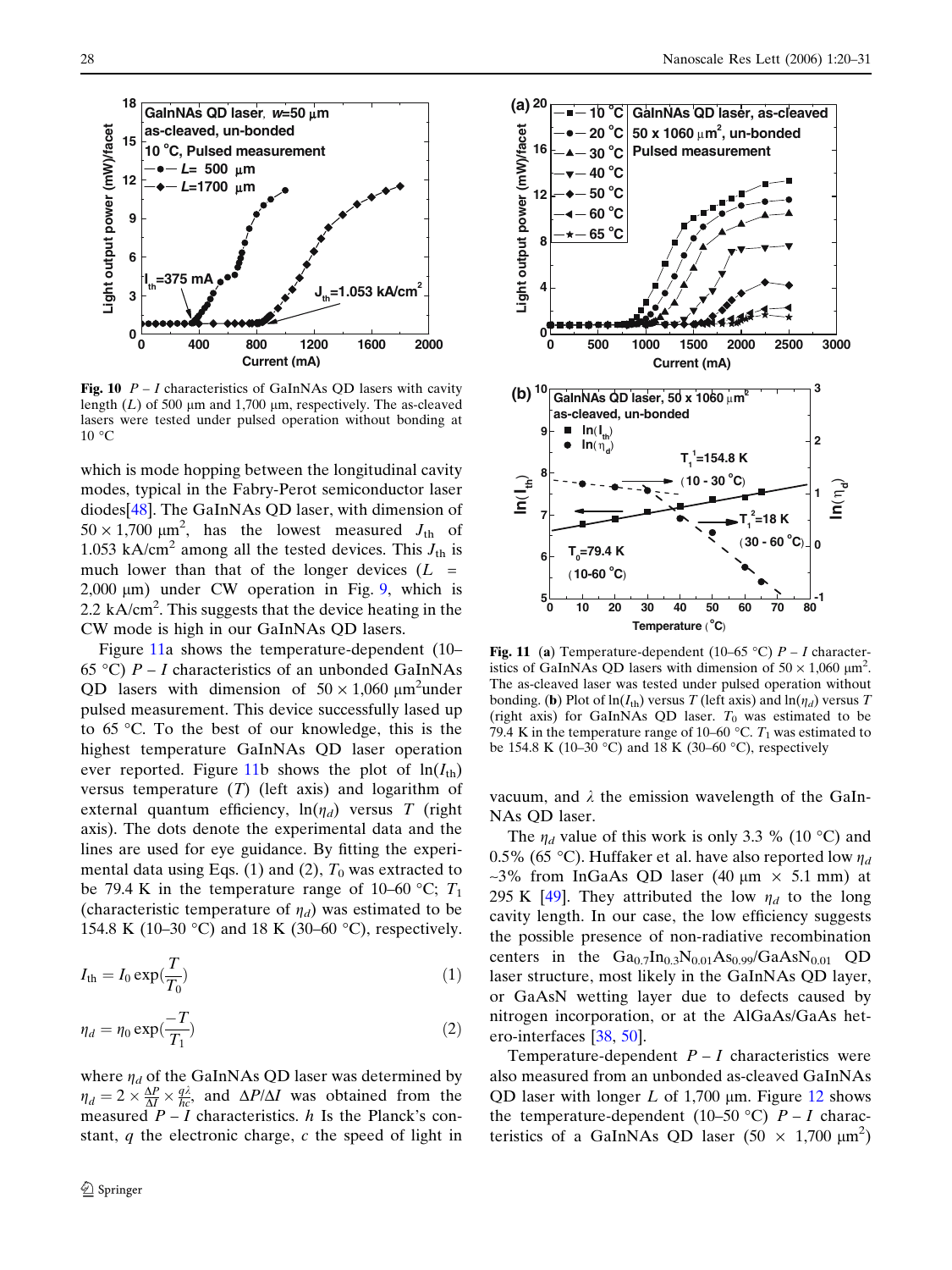**Fig. 10** $P-I$ characteristics of GaInNAs QD lasers with cavity length ($L$) of 500 μm and 1,700 μm, respectively. The as-cleaved lasers were tested under pulsed operation without bonding at 10 °C

which is mode hopping between the longitudinal cavity modes, typical in the Fabry-Perot semiconductor laser diodes[48]. The GaInNAs QD laser, with dimension of $50 \times 1{,}700\ \mu m^2$, has the lowest measured $J_{th}$ of 1.053 kA/cm$^2$ among all the tested devices. This $J_{th}$ is much lower than that of the longer devices ($L$ = 2,000 μm) under CW operation in Fig. 9, which is 2.2 kA/cm$^2$. This suggests that the device heating in the CW mode is high in our GaInNAs QD lasers.

Figure 11a shows the temperature-dependent (10–65 °C) $P-I$ characteristics of an unbonded GaInNAs QD lasers with dimension of $50 \times 1{,}060\ \mu m^2$under pulsed measurement. This device successfully lased up to 65 °C. To the best of our knowledge, this is the highest temperature GaInNAs QD laser operation ever reported. Figure 11b shows the plot of $\ln(I_{th})$ versus temperature ($T$) (left axis) and logarithm of external quantum efficiency, $\ln(\eta_d)$ versus $T$ (right axis). The dots denote the experimental data and the lines are used for eye guidance. By fitting the experimental data using Eqs. (1) and (2), $T_0$ was extracted to be 79.4 K in the temperature range of 10–60 °C; $T_1$ (characteristic temperature of $\eta_d$) was estimated to be 154.8 K (10–30 °C) and 18 K (30–60 °C), respectively.

$$I_{th} = I_0 \exp\left(\frac{T}{T_0}\right) \tag{1}$$

$$\eta_d = \eta_0 \exp\left(\frac{-T}{T_1}\right) \tag{2}$$

where $\eta_d$ of the GaInNAs QD laser was determined by $\eta_d = 2 \times \frac{\Delta P}{\Delta I} \times \frac{q\lambda}{hc}$, and $\Delta P/\Delta I$ was obtained from the measured $P-I$ characteristics. $h$ Is the Planck's constant, $q$ the electronic charge, $c$ the speed of light in vacuum, and $\lambda$ the emission wavelength of the GaInNAs QD laser.

**Fig. 11** (**a**) Temperature-dependent (10–65 °C) $P-I$ characteristics of GaInNAs QD lasers with dimension of $50 \times 1{,}060\ \mu m^2$. The as-cleaved laser was tested under pulsed operation without bonding. (**b**) Plot of $\ln(I_{th})$ versus $T$ (left axis) and $\ln(\eta_d)$ versus $T$ (right axis) for GaInNAs QD laser. $T_0$ was estimated to be 79.4 K in the temperature range of 10–60 °C. $T_1$ was estimated to be 154.8 K (10–30 °C) and 18 K (30–60 °C), respectively

The $\eta_d$ value of this work is only 3.3 % (10 °C) and 0.5% (65 °C). Huffaker et al. have also reported low $\eta_d$ ~3% from InGaAs QD laser (40 μm × 5.1 mm) at 295 K [49]. They attributed the low $\eta_d$ to the long cavity length. In our case, the low efficiency suggests the possible presence of non-radiative recombination centers in the $Ga_{0.7}In_{0.3}N_{0.01}As_{0.99}/GaAsN_{0.01}$ QD laser structure, most likely in the GaInNAs QD layer, or GaAsN wetting layer due to defects caused by nitrogen incorporation, or at the AlGaAs/GaAs hetero-interfaces [38, 50].

Temperature-dependent $P-I$ characteristics were also measured from an unbonded as-cleaved GaInNAs QD laser with longer $L$ of 1,700 μm. Figure 12 shows the temperature-dependent (10–50 °C) $P-I$ characteristics of a GaInNAs QD laser ($50 \times 1{,}700\ \mu m^2$)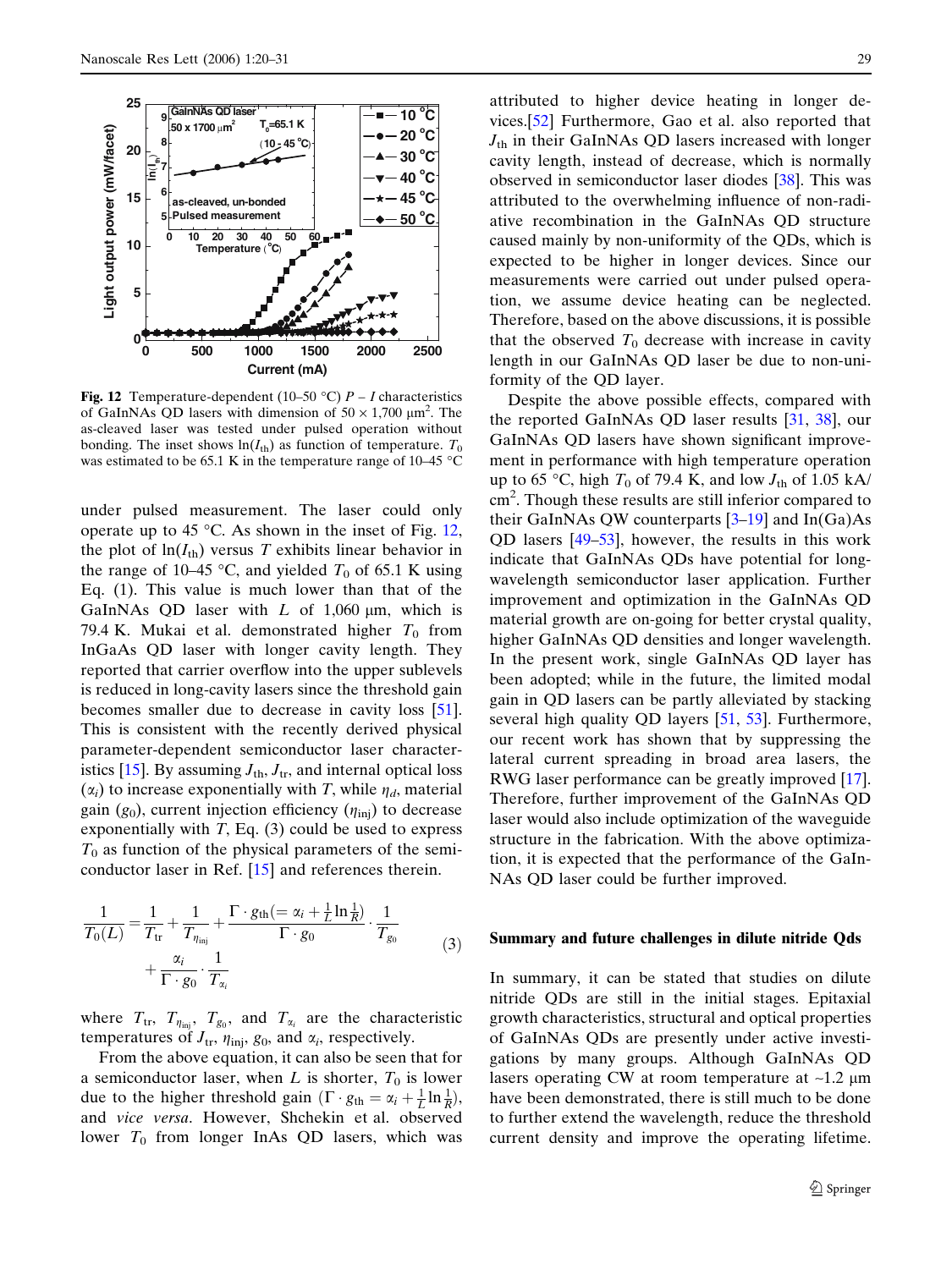Fig. 12 Temperature-dependent (10–50 °C) $P-I$ characteristics of GaInNAs QD lasers with dimension of $50 \times 1{,}700\ \mu m^2$. The as-cleaved laser was tested under pulsed operation without bonding. The inset shows $\ln(I_{th})$ as function of temperature. $T_0$ was estimated to be 65.1 K in the temperature range of 10–45 °C

under pulsed measurement. The laser could only operate up to 45 °C. As shown in the inset of Fig. 12, the plot of $\ln(I_{th})$ versus $T$ exhibits linear behavior in the range of 10–45 °C, and yielded $T_0$ of 65.1 K using Eq. (1). This value is much lower than that of the GaInNAs QD laser with $L$ of 1,060 μm, which is 79.4 K. Mukai et al. demonstrated higher $T_0$ from InGaAs QD laser with longer cavity length. They reported that carrier overflow into the upper sublevels is reduced in long-cavity lasers since the threshold gain becomes smaller due to decrease in cavity loss [51]. This is consistent with the recently derived physical parameter-dependent semiconductor laser characteristics [15]. By assuming $J_{th}$, $J_{tr}$, and internal optical loss ($\alpha_i$) to increase exponentially with $T$, while $\eta_d$, material gain ($g_0$), current injection efficiency ($\eta_{inj}$) to decrease exponentially with $T$, Eq. (3) could be used to express $T_0$ as function of the physical parameters of the semiconductor laser in Ref. [15] and references therein.

$$\frac{1}{T_0(L)} = \frac{1}{T_{tr}} + \frac{1}{T_{\eta_{inj}}} + \frac{\Gamma \cdot g_{th}(= \alpha_i + \frac{1}{L}\ln\frac{1}{R})}{\Gamma \cdot g_0} \cdot \frac{1}{T_{g_0}} + \frac{\alpha_i}{\Gamma \cdot g_0} \cdot \frac{1}{T_{\alpha_i}} \tag{3}$$

where $T_{tr}$, $T_{\eta_{inj}}$, $T_{g_0}$, and $T_{\alpha_i}$ are the characteristic temperatures of $J_{tr}$, $\eta_{inj}$, $g_0$, and $\alpha_i$, respectively.

From the above equation, it can also be seen that for a semiconductor laser, when $L$ is shorter, $T_0$ is lower due to the higher threshold gain ($\Gamma \cdot g_{th} = \alpha_i + \frac{1}{L}\ln\frac{1}{R}$), and *vice versa*. However, Shchekin et al. observed lower $T_0$ from longer InAs QD lasers, which was attributed to higher device heating in longer devices.[52] Furthermore, Gao et al. also reported that $J_{th}$ in their GaInNAs QD lasers increased with longer cavity length, instead of decrease, which is normally observed in semiconductor laser diodes [38]. This was attributed to the overwhelming influence of non-radiative recombination in the GaInNAs QD structure caused mainly by non-uniformity of the QDs, which is expected to be higher in longer devices. Since our measurements were carried out under pulsed operation, we assume device heating can be neglected. Therefore, based on the above discussions, it is possible that the observed $T_0$ decrease with increase in cavity length in our GaInNAs QD laser be due to non-uniformity of the QD layer.

Despite the above possible effects, compared with the reported GaInNAs QD laser results [31, 38], our GaInNAs QD lasers have shown significant improvement in performance with high temperature operation up to 65 °C, high $T_0$ of 79.4 K, and low $J_{th}$ of 1.05 kA/cm$^2$. Though these results are still inferior compared to their GaInNAs QW counterparts [3–19] and In(Ga)As QD lasers [49–53], however, the results in this work indicate that GaInNAs QDs have potential for long-wavelength semiconductor laser application. Further improvement and optimization in the GaInNAs QD material growth are on-going for better crystal quality, higher GaInNAs QD densities and longer wavelength. In the present work, single GaInNAs QD layer has been adopted; while in the future, the limited modal gain in QD lasers can be partly alleviated by stacking several high quality QD layers [51, 53]. Furthermore, our recent work has shown that by suppressing the lateral current spreading in broad area lasers, the RWG laser performance can be greatly improved [17]. Therefore, further improvement of the GaInNAs QD laser would also include optimization of the waveguide structure in the fabrication. With the above optimization, it is expected that the performance of the GaInNAs QD laser could be further improved.

## Summary and future challenges in dilute nitride Qds

In summary, it can be stated that studies on dilute nitride QDs are still in the initial stages. Epitaxial growth characteristics, structural and optical properties of GaInNAs QDs are presently under active investigations by many groups. Although GaInNAs QD lasers operating CW at room temperature at ~1.2 μm have been demonstrated, there is still much to be done to further extend the wavelength, reduce the threshold current density and improve the operating lifetime.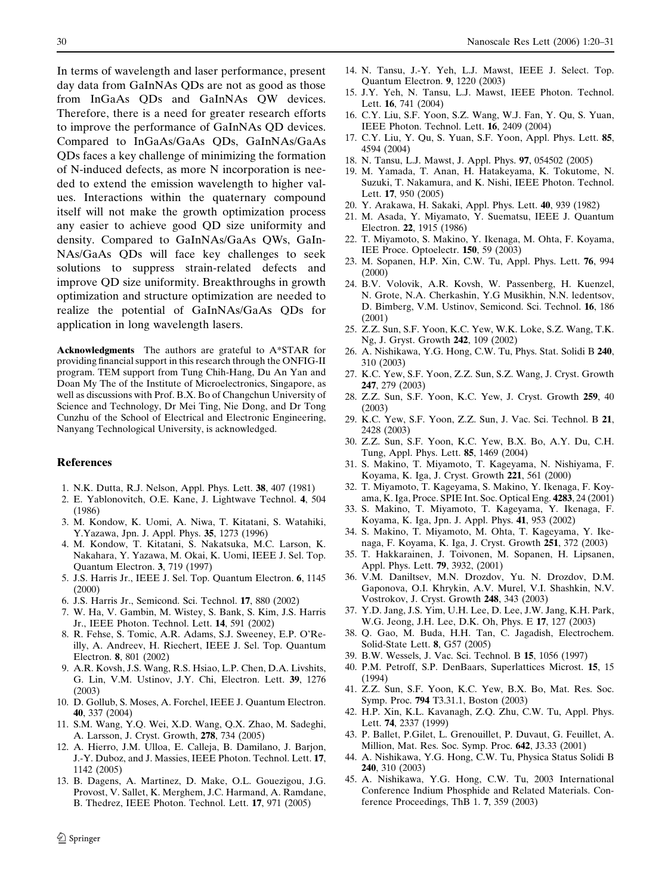In terms of wavelength and laser performance, present day data from GaInNAs QDs are not as good as those from InGaAs QDs and GaInNAs QW devices. Therefore, there is a need for greater research efforts to improve the performance of GaInNAs QD devices. Compared to InGaAs/GaAs QDs, GaInNAs/GaAs QDs faces a key challenge of minimizing the formation of N-induced defects, as more N incorporation is needed to extend the emission wavelength to higher values. Interactions within the quaternary compound itself will not make the growth optimization process any easier to achieve good QD size uniformity and density. Compared to GaInNAs/GaAs QWs, GaInNAs/GaAs QDs will face key challenges to seek solutions to suppress strain-related defects and improve QD size uniformity. Breakthroughs in growth optimization and structure optimization are needed to realize the potential of GaInNAs/GaAs QDs for application in long wavelength lasers.

**Acknowledgments** The authors are grateful to A*STAR for providing financial support in this research through the ONFIG-II program. TEM support from Tung Chih-Hang, Du An Yan and Doan My The of the Institute of Microelectronics, Singapore, as well as discussions with Prof. B.X. Bo of Changchun University of Science and Technology, Dr Mei Ting, Nie Dong, and Dr Tong Cunzhu of the School of Electrical and Electronic Engineering, Nanyang Technological University, is acknowledged.

## References

1. N.K. Dutta, R.J. Nelson, Appl. Phys. Lett. **38**, 407 (1981)
2. E. Yablonovitch, O.E. Kane, J. Lightwave Technol. **4**, 504 (1986)
3. M. Kondow, K. Uomi, A. Niwa, T. Kitatani, S. Watahiki, Y.Yazawa, Jpn. J. Appl. Phys. **35**, 1273 (1996)
4. M. Kondow, T. Kitatani, S. Nakatsuka, M.C. Larson, K. Nakahara, Y. Yazawa, M. Okai, K. Uomi, IEEE J. Sel. Top. Quantum Electron. **3**, 719 (1997)
5. J.S. Harris Jr., IEEE J. Sel. Top. Quantum Electron. **6**, 1145 (2000)
6. J.S. Harris Jr., Semicond. Sci. Technol. **17**, 880 (2002)
7. W. Ha, V. Gambin, M. Wistey, S. Bank, S. Kim, J.S. Harris Jr., IEEE Photon. Technol. Lett. **14**, 591 (2002)
8. R. Fehse, S. Tomic, A.R. Adams, S.J. Sweeney, E.P. O'Reilly, A. Andreev, H. Riechert, IEEE J. Sel. Top. Quantum Electron. **8**, 801 (2002)
9. A.R. Kovsh, J.S. Wang, R.S. Hsiao, L.P. Chen, D.A. Livshits, G. Lin, V.M. Ustinov, J.Y. Chi, Electron. Lett. **39**, 1276 (2003)
10. D. Gollub, S. Moses, A. Forchel, IEEE J. Quantum Electron. **40**, 337 (2004)
11. S.M. Wang, Y.Q. Wei, X.D. Wang, Q.X. Zhao, M. Sadeghi, A. Larsson, J. Cryst. Growth, **278**, 734 (2005)
12. A. Hierro, J.M. Ulloa, E. Calleja, B. Damilano, J. Barjon, J.-Y. Duboz, and J. Massies, IEEE Photon. Technol. Lett. **17**, 1142 (2005)
13. B. Dagens, A. Martinez, D. Make, O.L. Gouezigou, J.G. Provost, V. Sallet, K. Merghem, J.C. Harmand, A. Ramdane, B. Thedrez, IEEE Photon. Technol. Lett. **17**, 971 (2005)
14. N. Tansu, J.-Y. Yeh, L.J. Mawst, IEEE J. Select. Top. Quantum Electron. **9**, 1220 (2003)
15. J.Y. Yeh, N. Tansu, L.J. Mawst, IEEE Photon. Technol. Lett. **16**, 741 (2004)
16. C.Y. Liu, S.F. Yoon, S.Z. Wang, W.J. Fan, Y. Qu, S. Yuan, IEEE Photon. Technol. Lett. **16**, 2409 (2004)
17. C.Y. Liu, Y. Qu, S. Yuan, S.F. Yoon, Appl. Phys. Lett. **85**, 4594 (2004)
18. N. Tansu, L.J. Mawst, J. Appl. Phys. **97**, 054502 (2005)
19. M. Yamada, T. Anan, H. Hatakeyama, K. Tokutome, N. Suzuki, T. Nakamura, and K. Nishi, IEEE Photon. Technol. Lett. **17**, 950 (2005)
20. Y. Arakawa, H. Sakaki, Appl. Phys. Lett. **40**, 939 (1982)
21. M. Asada, Y. Miyamato, Y. Suematsu, IEEE J. Quantum Electron. **22**, 1915 (1986)
22. T. Miyamoto, S. Makino, Y. Ikenaga, M. Ohta, F. Koyama, IEE Proce. Optoelectr. **150**, 59 (2003)
23. M. Sopanen, H.P. Xin, C.W. Tu, Appl. Phys. Lett. **76**, 994 (2000)
24. B.V. Volovik, A.R. Kovsh, W. Passenberg, H. Kuenzel, N. Grote, N.A. Cherkashin, Y.G Musikhin, N.N. ledentsov, D. Bimberg, V.M. Ustinov, Semicond. Sci. Technol. **16**, 186 (2001)
25. Z.Z. Sun, S.F. Yoon, K.C. Yew, W.K. Loke, S.Z. Wang, T.K. Ng, J. Gryst. Growth **242**, 109 (2002)
26. A. Nishikawa, Y.G. Hong, C.W. Tu, Phys. Stat. Solidi B **240**, 310 (2003)
27. K.C. Yew, S.F. Yoon, Z.Z. Sun, S.Z. Wang, J. Cryst. Growth **247**, 279 (2003)
28. Z.Z. Sun, S.F. Yoon, K.C. Yew, J. Cryst. Growth **259**, 40 (2003)
29. K.C. Yew, S.F. Yoon, Z.Z. Sun, J. Vac. Sci. Technol. B **21**, 2428 (2003)
30. Z.Z. Sun, S.F. Yoon, K.C. Yew, B.X. Bo, A.Y. Du, C.H. Tung, Appl. Phys. Lett. **85**, 1469 (2004)
31. S. Makino, T. Miyamoto, T. Kageyama, N. Nishiyama, F. Koyama, K. Iga, J. Cryst. Growth **221**, 561 (2000)
32. T. Miyamoto, T. Kageyama, S. Makino, Y. Ikenaga, F. Koyama, K. Iga, Proce. SPIE Int. Soc. Optical Eng. **4283**, 24 (2001)
33. S. Makino, T. Miyamoto, T. Kageyama, Y. Ikenaga, F. Koyama, K. Iga, Jpn. J. Appl. Phys. **41**, 953 (2002)
34. S. Makino, T. Miyamoto, M. Ohta, T. Kageyama, Y. Ikenaga, F. Koyama, K. Iga, J. Cryst. Growth **251**, 372 (2003)
35. T. Hakkarainen, J. Toivonen, M. Sopanen, H. Lipsanen, Appl. Phys. Lett. **79**, 3932, (2001)
36. V.M. Daniltsev, M.N. Drozdov, Yu. N. Drozdov, D.M. Gaponova, O.I. Khrykin, A.V. Murel, V.I. Shashkin, N.V. Vostrokov, J. Cryst. Growth **248**, 343 (2003)
37. Y.D. Jang, J.S. Yim, U.H. Lee, D. Lee, J.W. Jang, K.H. Park, W.G. Jeong, J.H. Lee, D.K. Oh, Phys. E **17**, 127 (2003)
38. Q. Gao, M. Buda, H.H. Tan, C. Jagadish, Electrochem. Solid-State Lett. **8**, G57 (2005)
39. B.W. Wessels, J. Vac. Sci. Technol. B **15**, 1056 (1997)
40. P.M. Petroff, S.P. DenBaars, Superlattices Microst. **15**, 15 (1994)
41. Z.Z. Sun, S.F. Yoon, K.C. Yew, B.X. Bo, Mat. Res. Soc. Symp. Proc. **794** T3.31.1, Boston (2003)
42. H.P. Xin, K.L. Kavanagh, Z.Q. Zhu, C.W. Tu, Appl. Phys. Lett. **74**, 2337 (1999)
43. P. Ballet, P.Gilet, L. Grenouillet, P. Duvaut, G. Feuillet, A. Million, Mat. Res. Soc. Symp. Proc. **642**, J3.33 (2001)
44. A. Nishikawa, Y.G. Hong, C.W. Tu, Physica Status Solidi B **240**, 310 (2003)
45. A. Nishikawa, Y.G. Hong, C.W. Tu, 2003 International Conference Indium Phosphide and Related Materials. Conference Proceedings, ThB 1. **7**, 359 (2003)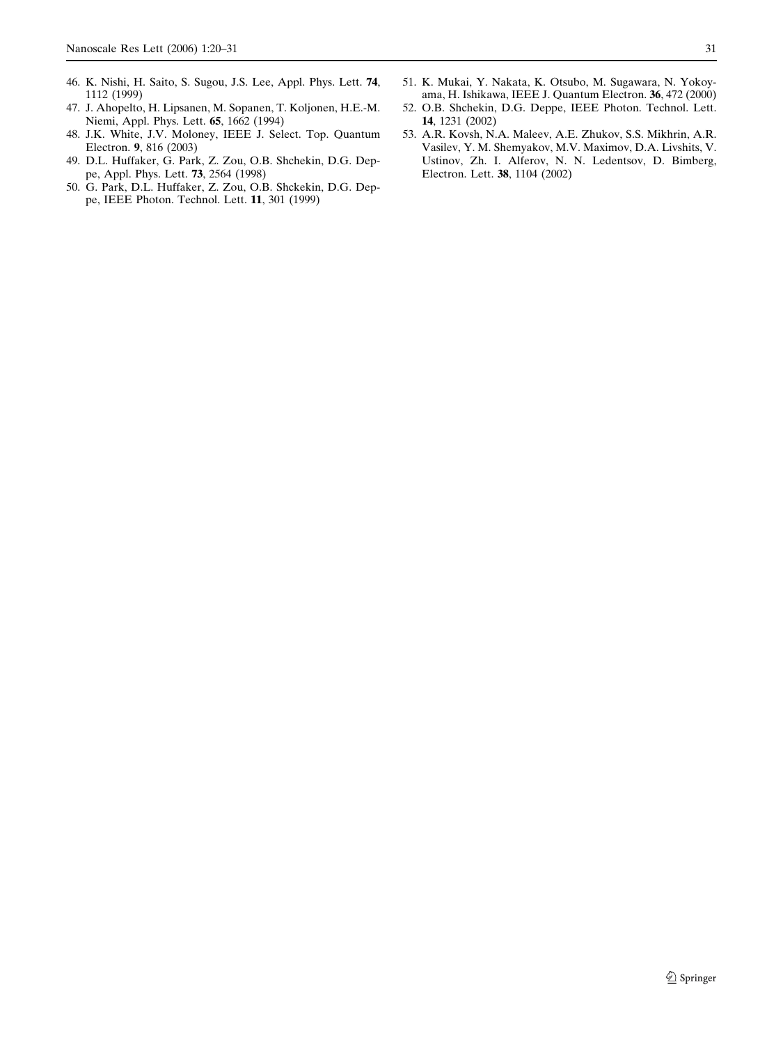46. K. Nishi, H. Saito, S. Sugou, J.S. Lee, Appl. Phys. Lett. **74**, 1112 (1999)
47. J. Ahopelto, H. Lipsanen, M. Sopanen, T. Koljonen, H.E.-M. Niemi, Appl. Phys. Lett. **65**, 1662 (1994)
48. J.K. White, J.V. Moloney, IEEE J. Select. Top. Quantum Electron. **9**, 816 (2003)
49. D.L. Huffaker, G. Park, Z. Zou, O.B. Shchekin, D.G. Deppe, Appl. Phys. Lett. **73**, 2564 (1998)
50. G. Park, D.L. Huffaker, Z. Zou, O.B. Shckekin, D.G. Deppe, IEEE Photon. Technol. Lett. **11**, 301 (1999)
51. K. Mukai, Y. Nakata, K. Otsubo, M. Sugawara, N. Yokoyama, H. Ishikawa, IEEE J. Quantum Electron. **36**, 472 (2000)
52. O.B. Shchekin, D.G. Deppe, IEEE Photon. Technol. Lett. **14**, 1231 (2002)
53. A.R. Kovsh, N.A. Maleev, A.E. Zhukov, S.S. Mikhrin, A.R. Vasilev, Y. M. Shemyakov, M.V. Maximov, D.A. Livshits, V. Ustinov, Zh. I. Alferov, N. N. Ledentsov, D. Bimberg, Electron. Lett. **38**, 1104 (2002)